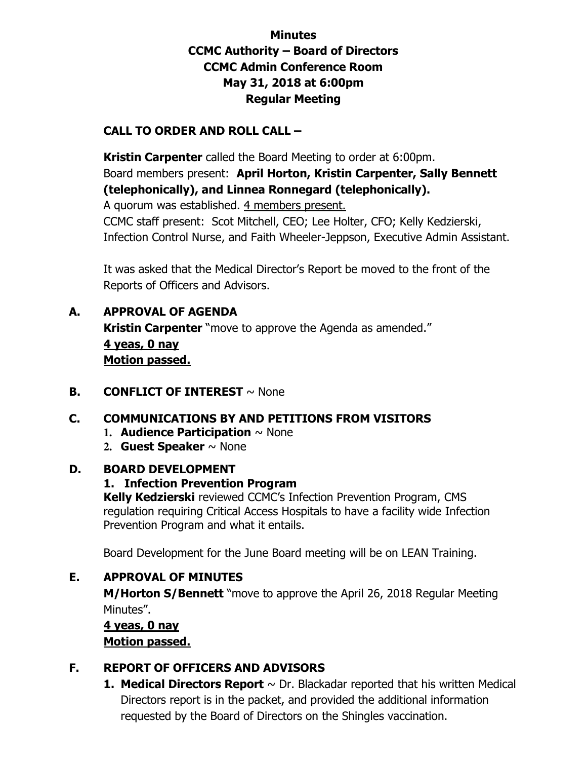# Minutes
# CCMC Authority – Board of Directors
# CCMC Admin Conference Room
# May 31, 2018 at 6:00pm
# Regular Meeting

## CALL TO ORDER AND ROLL CALL –

**Kristin Carpenter** called the Board Meeting to order at 6:00pm.
Board members present: **April Horton, Kristin Carpenter, Sally Bennett (telephonically), and Linnea Ronnegard (telephonically).**
A quorum was established. <u>4 members present.</u>
CCMC staff present: Scot Mitchell, CEO; Lee Holter, CFO; Kelly Kedzierski, Infection Control Nurse, and Faith Wheeler-Jeppson, Executive Admin Assistant.

It was asked that the Medical Director's Report be moved to the front of the Reports of Officers and Advisors.

## A. APPROVAL OF AGENDA

**Kristin Carpenter** "move to approve the Agenda as amended."
**<u>4 yeas, 0 nay</u>**
**<u>Motion passed.</u>**

## B. CONFLICT OF INTEREST ~ None

## C. COMMUNICATIONS BY AND PETITIONS FROM VISITORS

1. **Audience Participation** ~ None
2. **Guest Speaker** ~ None

## D. BOARD DEVELOPMENT

### 1. Infection Prevention Program

**Kelly Kedzierski** reviewed CCMC's Infection Prevention Program, CMS regulation requiring Critical Access Hospitals to have a facility wide Infection Prevention Program and what it entails.

Board Development for the June Board meeting will be on LEAN Training.

## E. APPROVAL OF MINUTES

**M/Horton S/Bennett** "move to approve the April 26, 2018 Regular Meeting Minutes".
**<u>4 yeas, 0 nay</u>**
**<u>Motion passed.</u>**

## F. REPORT OF OFFICERS AND ADVISORS

1. **Medical Directors Report** ~ Dr. Blackadar reported that his written Medical Directors report is in the packet, and provided the additional information requested by the Board of Directors on the Shingles vaccination.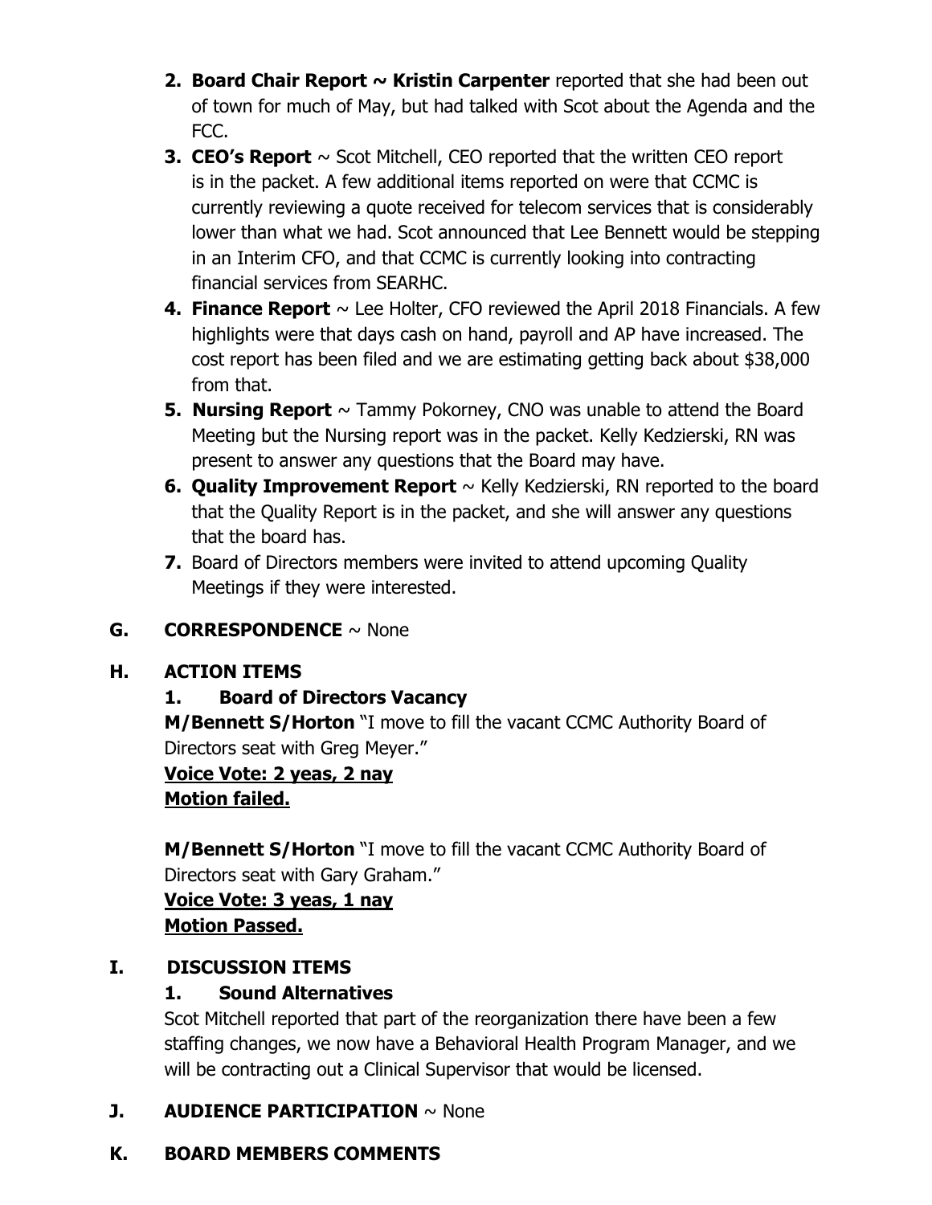2. **Board Chair Report ~ Kristin Carpenter** reported that she had been out of town for much of May, but had talked with Scot about the Agenda and the FCC.
3. **CEO's Report** ~ Scot Mitchell, CEO reported that the written CEO report is in the packet. A few additional items reported on were that CCMC is currently reviewing a quote received for telecom services that is considerably lower than what we had. Scot announced that Lee Bennett would be stepping in an Interim CFO, and that CCMC is currently looking into contracting financial services from SEARHC.
4. **Finance Report** ~ Lee Holter, CFO reviewed the April 2018 Financials. A few highlights were that days cash on hand, payroll and AP have increased. The cost report has been filed and we are estimating getting back about $38,000 from that.
5. **Nursing Report** ~ Tammy Pokorney, CNO was unable to attend the Board Meeting but the Nursing report was in the packet. Kelly Kedzierski, RN was present to answer any questions that the Board may have.
6. **Quality Improvement Report** ~ Kelly Kedzierski, RN reported to the board that the Quality Report is in the packet, and she will answer any questions that the board has.
7. Board of Directors members were invited to attend upcoming Quality Meetings if they were interested.

## G. CORRESPONDENCE ~ None

## H. ACTION ITEMS

### 1. Board of Directors Vacancy

**M/Bennett S/Horton** "I move to fill the vacant CCMC Authority Board of Directors seat with Greg Meyer."

**Voice Vote: 2 yeas, 2 nay**
**Motion failed.**

**M/Bennett S/Horton** "I move to fill the vacant CCMC Authority Board of Directors seat with Gary Graham."

**Voice Vote: 3 yeas, 1 nay**
**Motion Passed.**

## I. DISCUSSION ITEMS

### 1. Sound Alternatives

Scot Mitchell reported that part of the reorganization there have been a few staffing changes, we now have a Behavioral Health Program Manager, and we will be contracting out a Clinical Supervisor that would be licensed.

## J. AUDIENCE PARTICIPATION ~ None

## K. BOARD MEMBERS COMMENTS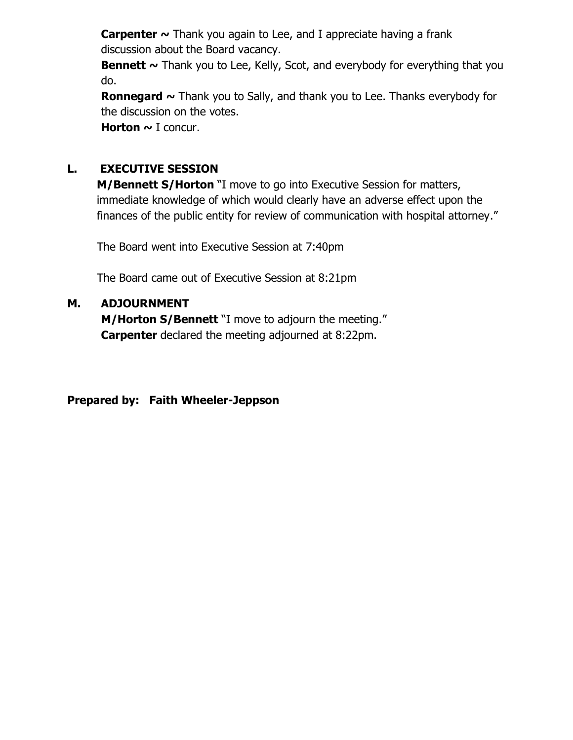**Carpenter ~** Thank you again to Lee, and I appreciate having a frank discussion about the Board vacancy.

**Bennett ~** Thank you to Lee, Kelly, Scot, and everybody for everything that you do.

**Ronnegard ~** Thank you to Sally, and thank you to Lee. Thanks everybody for the discussion on the votes.

**Horton ~** I concur.

## L. EXECUTIVE SESSION

**M/Bennett S/Horton** "I move to go into Executive Session for matters, immediate knowledge of which would clearly have an adverse effect upon the finances of the public entity for review of communication with hospital attorney."

The Board went into Executive Session at 7:40pm

The Board came out of Executive Session at 8:21pm

## M. ADJOURNMENT

**M/Horton S/Bennett** "I move to adjourn the meeting."

**Carpenter** declared the meeting adjourned at 8:22pm.

**Prepared by: Faith Wheeler-Jeppson**